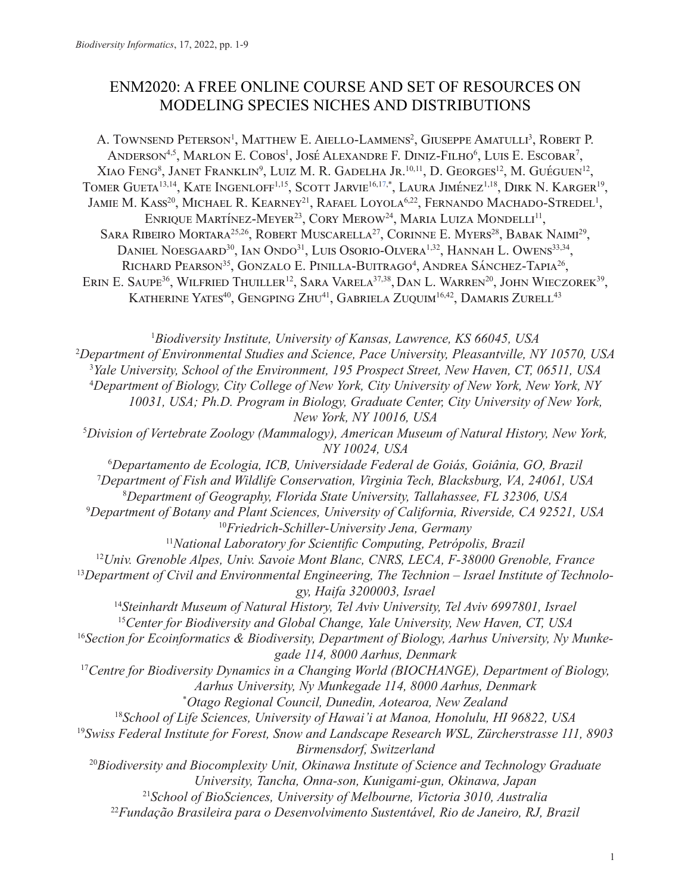# ENM2020: A FREE ONLINE COURSE AND SET OF RESOURCES ON MODELING SPECIES NICHES AND DISTRIBUTIONS

A. Townsend Peterson[1], Matthew E. Aiello-Lammens[2], Giuseppe Amatulli[3], Robert P. Anderson[4,5], Marlon E. Cobos[1], José Alexandre F. Diniz-Filho[6], Luis E. Escobar[7], Xiao Feng[8], Janet Franklin[9], Luiz M. R. Gadelha Jr.[10,11], D. Georges[12], M. Guéguen[12], Tomer Gueta[13,14], Kate Ingenloff[1,15], Scott Jarvie[16,17,*], Laura Jiménez[1,18], Dirk N. Karger[19], Jamie M. Kass[20], Michael R. Kearney[21], Rafael Loyola[6,22], Fernando Machado-Stredel[1], Enrique Martínez-Meyer[23], Cory Merow[24], Maria Luiza Mondelli[11], Sara Ribeiro Mortara[25,26], Robert Muscarella[27], Corinne E. Myers[28], Babak Naimi[29], Daniel Noesgaard[30], Ian Ondo[31], Luis Osorio-Olvera[1,32], Hannah L. Owens[33,34], Richard Pearson[35], Gonzalo E. Pinilla-Buitrago[4], Andrea Sánchez-Tapia[26], Erin E. Saupe[36], Wilfried Thuiller[12], Sara Varela[37,38], Dan L. Warren[20], John Wieczorek[39], Katherine Yates[40], Gengping Zhu[41], Gabriela Zuquim[16,42], Damaris Zurell[43]

[1]*Biodiversity Institute, University of Kansas, Lawrence, KS 66045, USA*
[2]*Department of Environmental Studies and Science, Pace University, Pleasantville, NY 10570, USA*
[3]*Yale University, School of the Environment, 195 Prospect Street, New Haven, CT, 06511, USA*
[4]*Department of Biology, City College of New York, City University of New York, New York, NY 10031, USA; Ph.D. Program in Biology, Graduate Center, City University of New York, New York, NY 10016, USA*
[5]*Division of Vertebrate Zoology (Mammalogy), American Museum of Natural History, New York, NY 10024, USA*
[6]*Departamento de Ecologia, ICB, Universidade Federal de Goiás, Goiânia, GO, Brazil*
[7]*Department of Fish and Wildlife Conservation, Virginia Tech, Blacksburg, VA, 24061, USA*
[8]*Department of Geography, Florida State University, Tallahassee, FL 32306, USA*
[9]*Department of Botany and Plant Sciences, University of California, Riverside, CA 92521, USA*
[10]*Friedrich-Schiller-University Jena, Germany*
[11]*National Laboratory for Scientific Computing, Petrópolis, Brazil*
[12]*Univ. Grenoble Alpes, Univ. Savoie Mont Blanc, CNRS, LECA, F-38000 Grenoble, France*
[13]*Department of Civil and Environmental Engineering, The Technion – Israel Institute of Technology, Haifa 3200003, Israel*
[14]*Steinhardt Museum of Natural History, Tel Aviv University, Tel Aviv 6997801, Israel*
[15]*Center for Biodiversity and Global Change, Yale University, New Haven, CT, USA*
[16]*Section for Ecoinformatics & Biodiversity, Department of Biology, Aarhus University, Ny Munkegade 114, 8000 Aarhus, Denmark*
[17]*Centre for Biodiversity Dynamics in a Changing World (BIOCHANGE), Department of Biology, Aarhus University, Ny Munkegade 114, 8000 Aarhus, Denmark*
[*]*Otago Regional Council, Dunedin, Aotearoa, New Zealand*
[18]*School of Life Sciences, University of Hawai'i at Manoa, Honolulu, HI 96822, USA*
[19]*Swiss Federal Institute for Forest, Snow and Landscape Research WSL, Zürcherstrasse 111, 8903 Birmensdorf, Switzerland*
[20]*Biodiversity and Biocomplexity Unit, Okinawa Institute of Science and Technology Graduate University, Tancha, Onna-son, Kunigami-gun, Okinawa, Japan*
[21]*School of BioSciences, University of Melbourne, Victoria 3010, Australia*
[22]*Fundação Brasileira para o Desenvolvimento Sustentável, Rio de Janeiro, RJ, Brazil*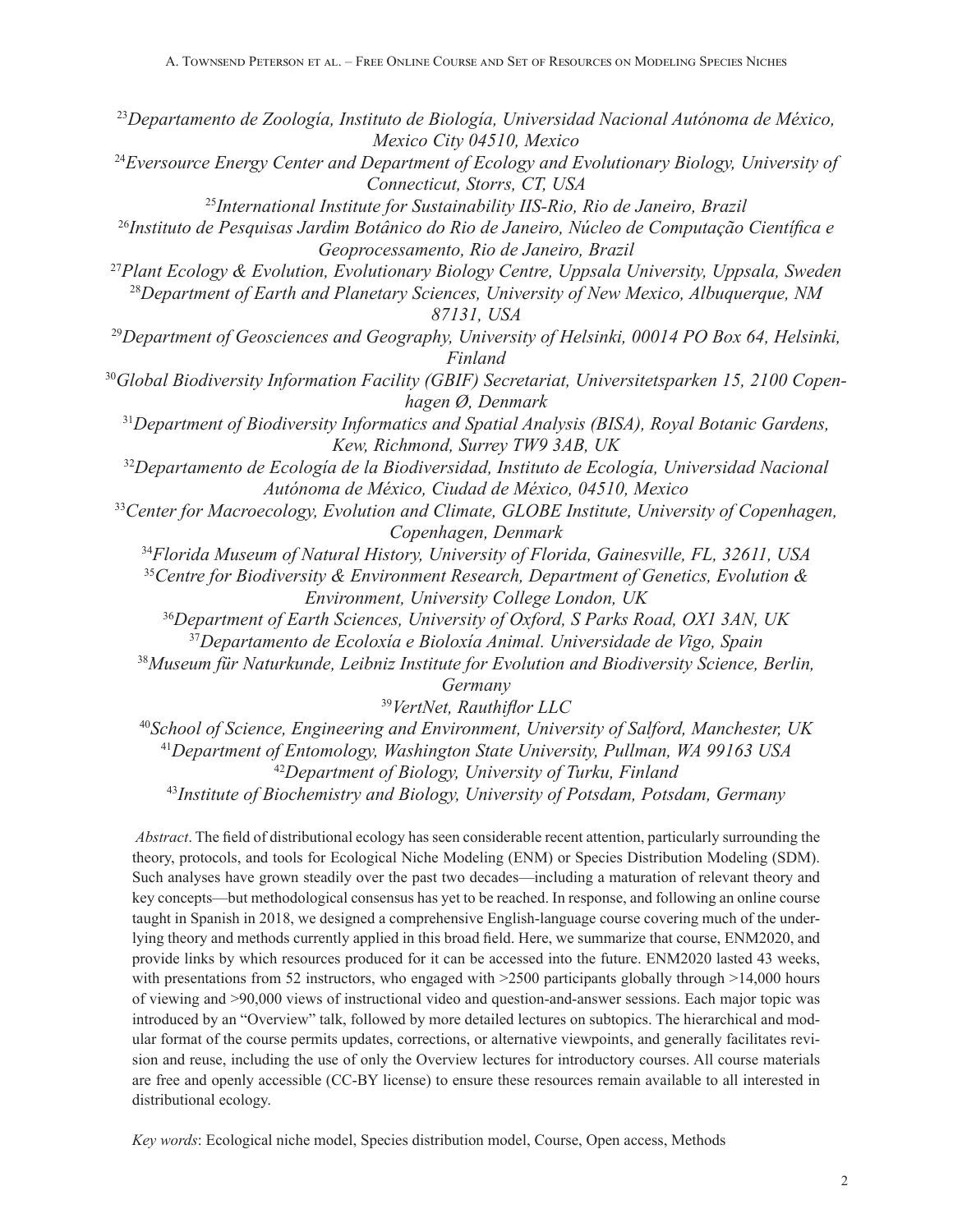[23]*Departamento de Zoología, Instituto de Biología, Universidad Nacional Autónoma de México, Mexico City 04510, Mexico*

[24]*Eversource Energy Center and Department of Ecology and Evolutionary Biology, University of Connecticut, Storrs, CT, USA*

[25]*International Institute for Sustainability IIS-Rio, Rio de Janeiro, Brazil*

[26]*Instituto de Pesquisas Jardim Botânico do Rio de Janeiro, Núcleo de Computação Científica e Geoprocessamento, Rio de Janeiro, Brazil*

[27]*Plant Ecology & Evolution, Evolutionary Biology Centre, Uppsala University, Uppsala, Sweden*

[28]*Department of Earth and Planetary Sciences, University of New Mexico, Albuquerque, NM 87131, USA*

[29]*Department of Geosciences and Geography, University of Helsinki, 00014 PO Box 64, Helsinki, Finland*

[30]*Global Biodiversity Information Facility (GBIF) Secretariat, Universitetsparken 15, 2100 Copenhagen Ø, Denmark*

[31]*Department of Biodiversity Informatics and Spatial Analysis (BISA), Royal Botanic Gardens, Kew, Richmond, Surrey TW9 3AB, UK*

[32]*Departamento de Ecología de la Biodiversidad, Instituto de Ecología, Universidad Nacional Autónoma de México, Ciudad de México, 04510, Mexico*

[33]*Center for Macroecology, Evolution and Climate, GLOBE Institute, University of Copenhagen, Copenhagen, Denmark*

[34]*Florida Museum of Natural History, University of Florida, Gainesville, FL, 32611, USA*

[35]*Centre for Biodiversity & Environment Research, Department of Genetics, Evolution & Environment, University College London, UK*

[36]*Department of Earth Sciences, University of Oxford, S Parks Road, OX1 3AN, UK*

[37]*Departamento de Ecoloxía e Bioloxía Animal. Universidade de Vigo, Spain*

[38]*Museum für Naturkunde, Leibniz Institute for Evolution and Biodiversity Science, Berlin, Germany*

[39]*VertNet, Rauthiflor LLC*

[40]*School of Science, Engineering and Environment, University of Salford, Manchester, UK*

[41]*Department of Entomology, Washington State University, Pullman, WA 99163 USA*

[42]*Department of Biology, University of Turku, Finland*

[43]*Institute of Biochemistry and Biology, University of Potsdam, Potsdam, Germany*

*Abstract*. The field of distributional ecology has seen considerable recent attention, particularly surrounding the theory, protocols, and tools for Ecological Niche Modeling (ENM) or Species Distribution Modeling (SDM). Such analyses have grown steadily over the past two decades—including a maturation of relevant theory and key concepts—but methodological consensus has yet to be reached. In response, and following an online course taught in Spanish in 2018, we designed a comprehensive English-language course covering much of the underlying theory and methods currently applied in this broad field. Here, we summarize that course, ENM2020, and provide links by which resources produced for it can be accessed into the future. ENM2020 lasted 43 weeks, with presentations from 52 instructors, who engaged with >2500 participants globally through >14,000 hours of viewing and >90,000 views of instructional video and question-and-answer sessions. Each major topic was introduced by an "Overview" talk, followed by more detailed lectures on subtopics. The hierarchical and modular format of the course permits updates, corrections, or alternative viewpoints, and generally facilitates revision and reuse, including the use of only the Overview lectures for introductory courses. All course materials are free and openly accessible (CC-BY license) to ensure these resources remain available to all interested in distributional ecology.

*Key words*: Ecological niche model, Species distribution model, Course, Open access, Methods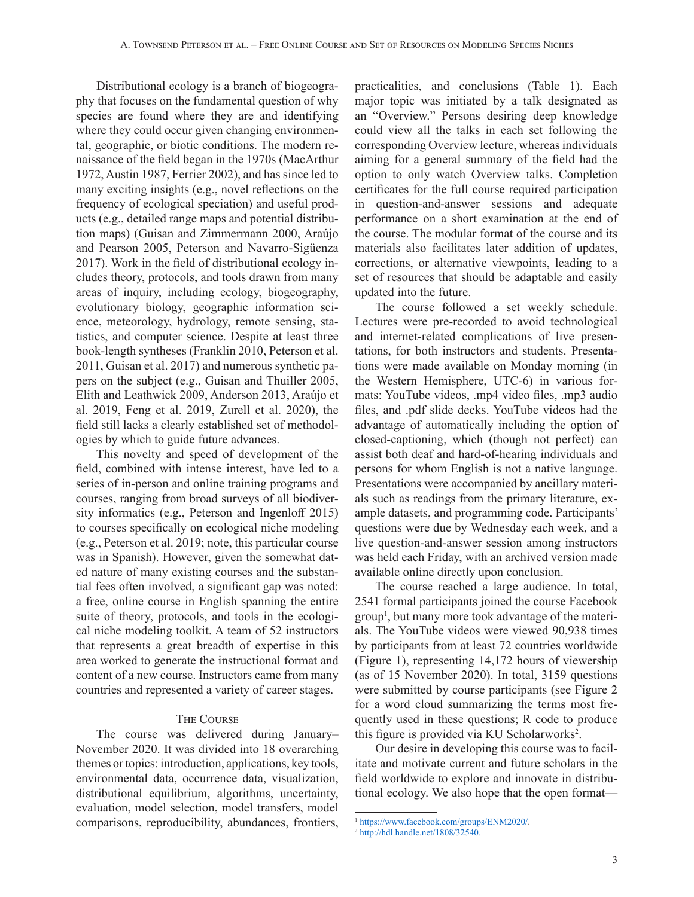Distributional ecology is a branch of biogeography that focuses on the fundamental question of why species are found where they are and identifying where they could occur given changing environmental, geographic, or biotic conditions. The modern renaissance of the field began in the 1970s (MacArthur 1972, Austin 1987, Ferrier 2002), and has since led to many exciting insights (e.g., novel reflections on the frequency of ecological speciation) and useful products (e.g., detailed range maps and potential distribution maps) (Guisan and Zimmermann 2000, Araújo and Pearson 2005, Peterson and Navarro-Sigüenza 2017). Work in the field of distributional ecology includes theory, protocols, and tools drawn from many areas of inquiry, including ecology, biogeography, evolutionary biology, geographic information science, meteorology, hydrology, remote sensing, statistics, and computer science. Despite at least three book-length syntheses (Franklin 2010, Peterson et al. 2011, Guisan et al. 2017) and numerous synthetic papers on the subject (e.g., Guisan and Thuiller 2005, Elith and Leathwick 2009, Anderson 2013, Araújo et al. 2019, Feng et al. 2019, Zurell et al. 2020), the field still lacks a clearly established set of methodologies by which to guide future advances.

This novelty and speed of development of the field, combined with intense interest, have led to a series of in-person and online training programs and courses, ranging from broad surveys of all biodiversity informatics (e.g., Peterson and Ingenloff 2015) to courses specifically on ecological niche modeling (e.g., Peterson et al. 2019; note, this particular course was in Spanish). However, given the somewhat dated nature of many existing courses and the substantial fees often involved, a significant gap was noted: a free, online course in English spanning the entire suite of theory, protocols, and tools in the ecological niche modeling toolkit. A team of 52 instructors that represents a great breadth of expertise in this area worked to generate the instructional format and content of a new course. Instructors came from many countries and represented a variety of career stages.

## The Course

The course was delivered during January–November 2020. It was divided into 18 overarching themes or topics: introduction, applications, key tools, environmental data, occurrence data, visualization, distributional equilibrium, algorithms, uncertainty, evaluation, model selection, model transfers, model comparisons, reproducibility, abundances, frontiers, practicalities, and conclusions (Table 1). Each major topic was initiated by a talk designated as an "Overview." Persons desiring deep knowledge could view all the talks in each set following the corresponding Overview lecture, whereas individuals aiming for a general summary of the field had the option to only watch Overview talks. Completion certificates for the full course required participation in question-and-answer sessions and adequate performance on a short examination at the end of the course. The modular format of the course and its materials also facilitates later addition of updates, corrections, or alternative viewpoints, leading to a set of resources that should be adaptable and easily updated into the future.

The course followed a set weekly schedule. Lectures were pre-recorded to avoid technological and internet-related complications of live presentations, for both instructors and students. Presentations were made available on Monday morning (in the Western Hemisphere, UTC-6) in various formats: YouTube videos, .mp4 video files, .mp3 audio files, and .pdf slide decks. YouTube videos had the advantage of automatically including the option of closed-captioning, which (though not perfect) can assist both deaf and hard-of-hearing individuals and persons for whom English is not a native language. Presentations were accompanied by ancillary materials such as readings from the primary literature, example datasets, and programming code. Participants' questions were due by Wednesday each week, and a live question-and-answer session among instructors was held each Friday, with an archived version made available online directly upon conclusion.

The course reached a large audience. In total, 2541 formal participants joined the course Facebook group[1], but many more took advantage of the materials. The YouTube videos were viewed 90,938 times by participants from at least 72 countries worldwide (Figure 1), representing 14,172 hours of viewership (as of 15 November 2020). In total, 3159 questions were submitted by course participants (see Figure 2 for a word cloud summarizing the terms most frequently used in these questions; R code to produce this figure is provided via KU Scholarworks[2].

Our desire in developing this course was to facilitate and motivate current and future scholars in the field worldwide to explore and innovate in distributional ecology. We also hope that the open format—

[1] https://www.facebook.com/groups/ENM2020/.

[2] http://hdl.handle.net/1808/32540.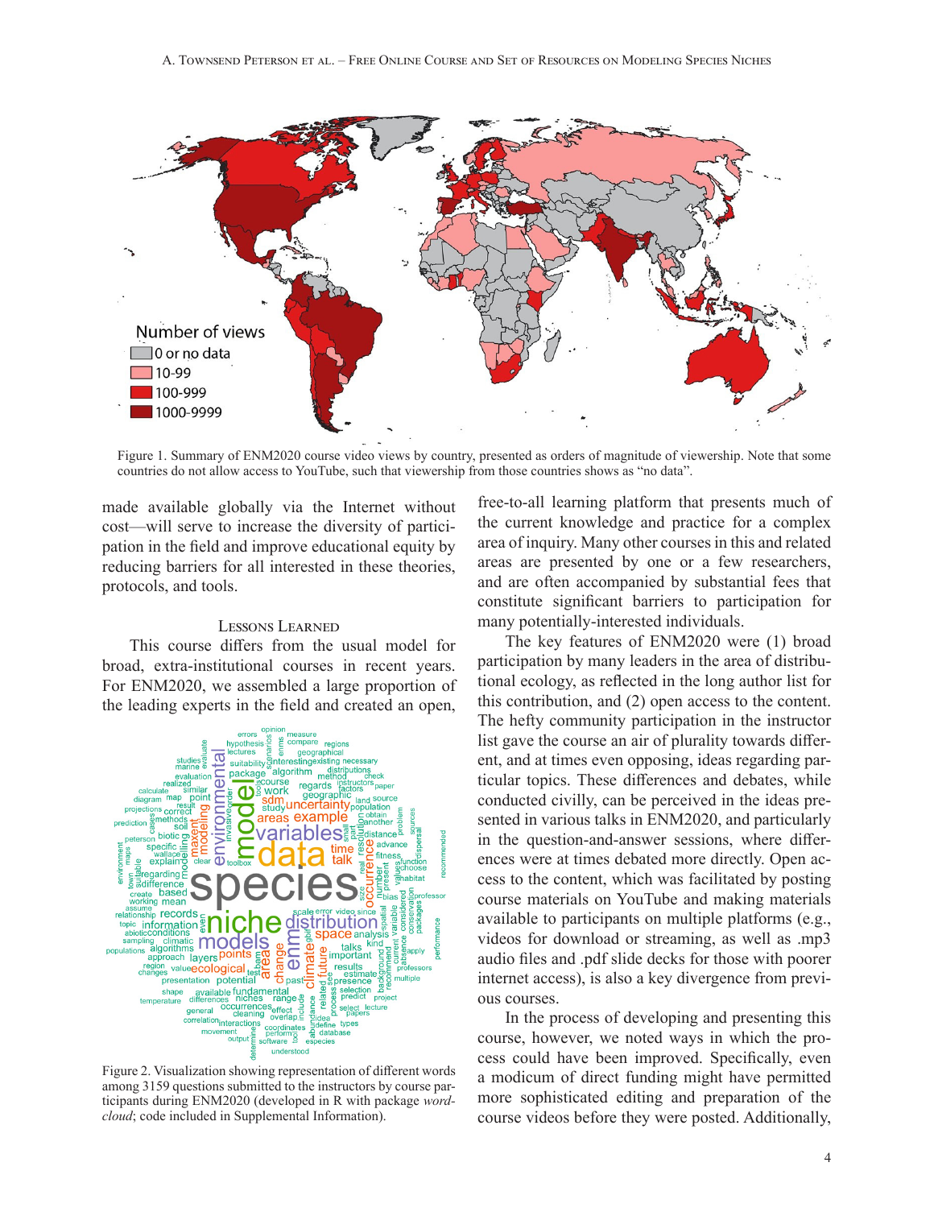Figure 1. Summary of ENM2020 course video views by country, presented as orders of magnitude of viewership. Note that some countries do not allow access to YouTube, such that viewership from those countries shows as "no data".

made available globally via the Internet without cost—will serve to increase the diversity of participation in the field and improve educational equity by reducing barriers for all interested in these theories, protocols, and tools.

## Lessons Learned

This course differs from the usual model for broad, extra-institutional courses in recent years. For ENM2020, we assembled a large proportion of the leading experts in the field and created an open, free-to-all learning platform that presents much of the current knowledge and practice for a complex area of inquiry. Many other courses in this and related areas are presented by one or a few researchers, and are often accompanied by substantial fees that constitute significant barriers to participation for many potentially-interested individuals.

Figure 2. Visualization showing representation of different words among 3159 questions submitted to the instructors by course participants during ENM2020 (developed in R with package *wordcloud*; code included in Supplemental Information).

The key features of ENM2020 were (1) broad participation by many leaders in the area of distributional ecology, as reflected in the long author list for this contribution, and (2) open access to the content. The hefty community participation in the instructor list gave the course an air of plurality towards different, and at times even opposing, ideas regarding particular topics. These differences and debates, while conducted civilly, can be perceived in the ideas presented in various talks in ENM2020, and particularly in the question-and-answer sessions, where differences were at times debated more directly. Open access to the content, which was facilitated by posting course materials on YouTube and making materials available to participants on multiple platforms (e.g., videos for download or streaming, as well as .mp3 audio files and .pdf slide decks for those with poorer internet access), is also a key divergence from previous courses.

In the process of developing and presenting this course, however, we noted ways in which the process could have been improved. Specifically, even a modicum of direct funding might have permitted more sophisticated editing and preparation of the course videos before they were posted. Additionally,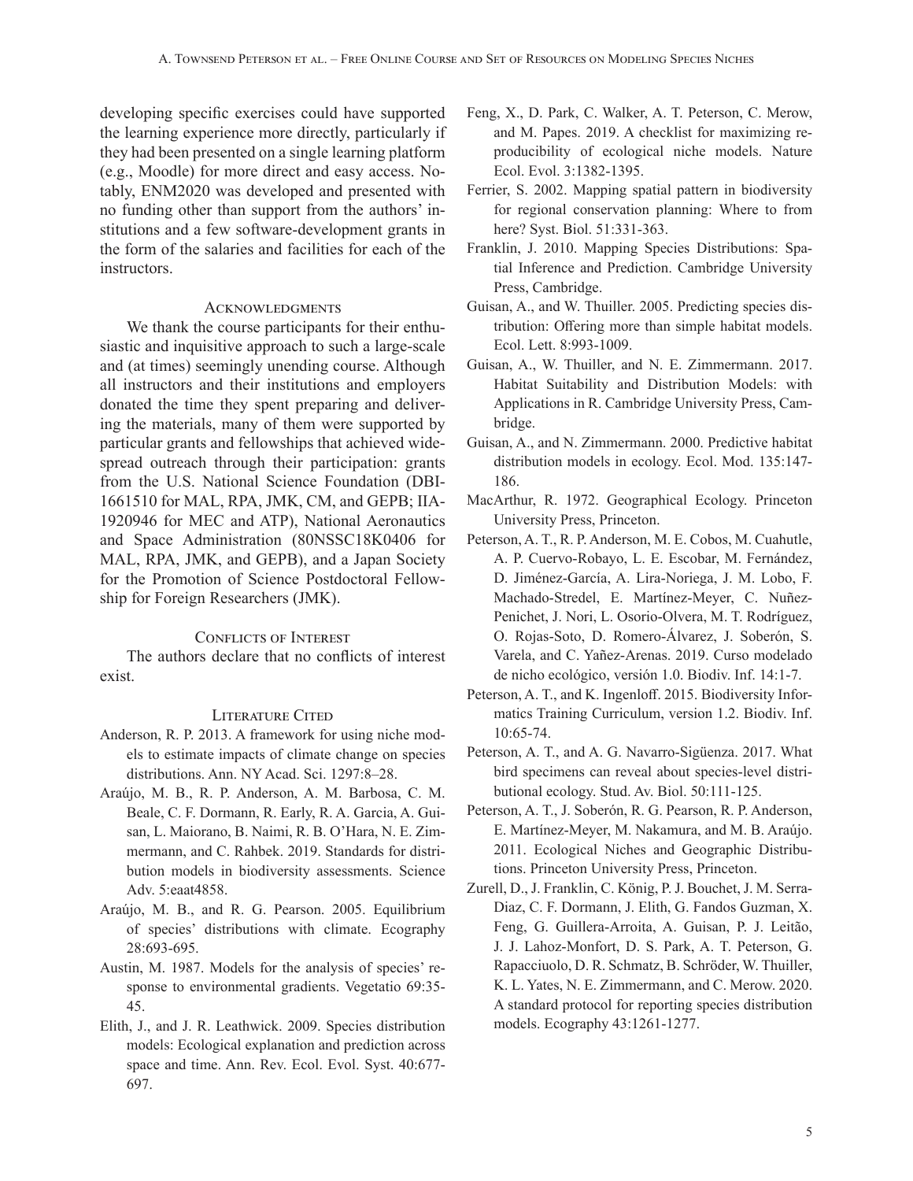developing specific exercises could have supported the learning experience more directly, particularly if they had been presented on a single learning platform (e.g., Moodle) for more direct and easy access. Notably, ENM2020 was developed and presented with no funding other than support from the authors' institutions and a few software-development grants in the form of the salaries and facilities for each of the instructors.

## Acknowledgments

We thank the course participants for their enthusiastic and inquisitive approach to such a large-scale and (at times) seemingly unending course. Although all instructors and their institutions and employers donated the time they spent preparing and delivering the materials, many of them were supported by particular grants and fellowships that achieved widespread outreach through their participation: grants from the U.S. National Science Foundation (DBI-1661510 for MAL, RPA, JMK, CM, and GEPB; IIA-1920946 for MEC and ATP), National Aeronautics and Space Administration (80NSSC18K0406 for MAL, RPA, JMK, and GEPB), and a Japan Society for the Promotion of Science Postdoctoral Fellowship for Foreign Researchers (JMK).

## Conflicts of Interest

The authors declare that no conflicts of interest exist.

## Literature Cited

Anderson, R. P. 2013. A framework for using niche models to estimate impacts of climate change on species distributions. Ann. NY Acad. Sci. 1297:8–28.

Araújo, M. B., R. P. Anderson, A. M. Barbosa, C. M. Beale, C. F. Dormann, R. Early, R. A. Garcia, A. Guisan, L. Maiorano, B. Naimi, R. B. O'Hara, N. E. Zimmermann, and C. Rahbek. 2019. Standards for distribution models in biodiversity assessments. Science Adv. 5:eaat4858.

Araújo, M. B., and R. G. Pearson. 2005. Equilibrium of species' distributions with climate. Ecography 28:693-695.

Austin, M. 1987. Models for the analysis of species' response to environmental gradients. Vegetatio 69:35-45.

Elith, J., and J. R. Leathwick. 2009. Species distribution models: Ecological explanation and prediction across space and time. Ann. Rev. Ecol. Evol. Syst. 40:677-697.

Feng, X., D. Park, C. Walker, A. T. Peterson, C. Merow, and M. Papes. 2019. A checklist for maximizing reproducibility of ecological niche models. Nature Ecol. Evol. 3:1382-1395.

Ferrier, S. 2002. Mapping spatial pattern in biodiversity for regional conservation planning: Where to from here? Syst. Biol. 51:331-363.

Franklin, J. 2010. Mapping Species Distributions: Spatial Inference and Prediction. Cambridge University Press, Cambridge.

Guisan, A., and W. Thuiller. 2005. Predicting species distribution: Offering more than simple habitat models. Ecol. Lett. 8:993-1009.

Guisan, A., W. Thuiller, and N. E. Zimmermann. 2017. Habitat Suitability and Distribution Models: with Applications in R. Cambridge University Press, Cambridge.

Guisan, A., and N. Zimmermann. 2000. Predictive habitat distribution models in ecology. Ecol. Mod. 135:147-186.

MacArthur, R. 1972. Geographical Ecology. Princeton University Press, Princeton.

Peterson, A. T., R. P. Anderson, M. E. Cobos, M. Cuahutle, A. P. Cuervo-Robayo, L. E. Escobar, M. Fernández, D. Jiménez-García, A. Lira-Noriega, J. M. Lobo, F. Machado-Stredel, E. Martínez-Meyer, C. Nuñez-Penichet, J. Nori, L. Osorio-Olvera, M. T. Rodríguez, O. Rojas-Soto, D. Romero-Álvarez, J. Soberón, S. Varela, and C. Yañez-Arenas. 2019. Curso modelado de nicho ecológico, versión 1.0. Biodiv. Inf. 14:1-7.

Peterson, A. T., and K. Ingenloff. 2015. Biodiversity Informatics Training Curriculum, version 1.2. Biodiv. Inf. 10:65-74.

Peterson, A. T., and A. G. Navarro-Sigüenza. 2017. What bird specimens can reveal about species-level distributional ecology. Stud. Av. Biol. 50:111-125.

Peterson, A. T., J. Soberón, R. G. Pearson, R. P. Anderson, E. Martínez-Meyer, M. Nakamura, and M. B. Araújo. 2011. Ecological Niches and Geographic Distributions. Princeton University Press, Princeton.

Zurell, D., J. Franklin, C. König, P. J. Bouchet, J. M. Serra-Diaz, C. F. Dormann, J. Elith, G. Fandos Guzman, X. Feng, G. Guillera-Arroita, A. Guisan, P. J. Leitão, J. J. Lahoz-Monfort, D. S. Park, A. T. Peterson, G. Rapacciuolo, D. R. Schmatz, B. Schröder, W. Thuiller, K. L. Yates, N. E. Zimmermann, and C. Merow. 2020. A standard protocol for reporting species distribution models. Ecography 43:1261-1277.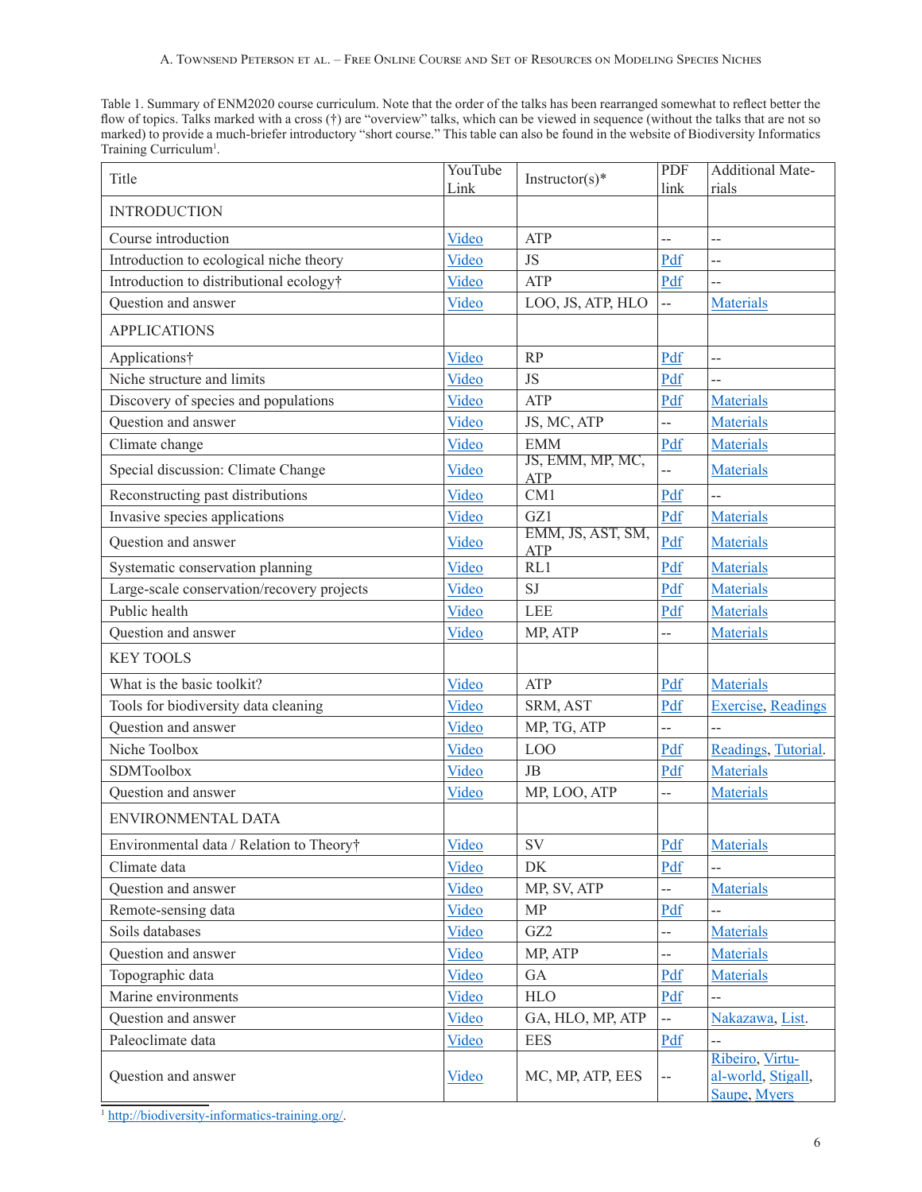Table 1. Summary of ENM2020 course curriculum. Note that the order of the talks has been rearranged somewhat to reflect better the flow of topics. Talks marked with a cross (†) are "overview" talks, which can be viewed in sequence (without the talks that are not so marked) to provide a much-briefer introductory "short course." This table can also be found in the website of Biodiversity Informatics Training Curriculum[1].

| Title | YouTube Link | Instructor(s)* | PDF link | Additional Materials |
|---|---|---|---|---|
| INTRODUCTION | | | | |
| Course introduction | Video | ATP | -- | -- |
| Introduction to ecological niche theory | Video | JS | Pdf | -- |
| Introduction to distributional ecology† | Video | ATP | Pdf | -- |
| Question and answer | Video | LOO, JS, ATP, HLO | -- | Materials |
| APPLICATIONS | | | | |
| Applications† | Video | RP | Pdf | -- |
| Niche structure and limits | Video | JS | Pdf | -- |
| Discovery of species and populations | Video | ATP | Pdf | Materials |
| Question and answer | Video | JS, MC, ATP | -- | Materials |
| Climate change | Video | EMM | Pdf | Materials |
| Special discussion: Climate Change | Video | JS, EMM, MP, MC, ATP | -- | Materials |
| Reconstructing past distributions | Video | CM1 | Pdf | -- |
| Invasive species applications | Video | GZ1 | Pdf | Materials |
| Question and answer | Video | EMM, JS, AST, SM, ATP | Pdf | Materials |
| Systematic conservation planning | Video | RL1 | Pdf | Materials |
| Large-scale conservation/recovery projects | Video | SJ | Pdf | Materials |
| Public health | Video | LEE | Pdf | Materials |
| Question and answer | Video | MP, ATP | -- | Materials |
| KEY TOOLS | | | | |
| What is the basic toolkit? | Video | ATP | Pdf | Materials |
| Tools for biodiversity data cleaning | Video | SRM, AST | Pdf | Exercise, Readings |
| Question and answer | Video | MP, TG, ATP | -- | -- |
| Niche Toolbox | Video | LOO | Pdf | Readings, Tutorial. |
| SDMToolbox | Video | JB | Pdf | Materials |
| Question and answer | Video | MP, LOO, ATP | -- | Materials |
| ENVIRONMENTAL DATA | | | | |
| Environmental data / Relation to Theory† | Video | SV | Pdf | Materials |
| Climate data | Video | DK | Pdf | -- |
| Question and answer | Video | MP, SV, ATP | -- | Materials |
| Remote-sensing data | Video | MP | Pdf | -- |
| Soils databases | Video | GZ2 | -- | Materials |
| Question and answer | Video | MP, ATP | -- | Materials |
| Topographic data | Video | GA | Pdf | Materials |
| Marine environments | Video | HLO | Pdf | -- |
| Question and answer | Video | GA, HLO, MP, ATP | -- | Nakazawa, List. |
| Paleoclimate data | Video | EES | Pdf | -- |
| Question and answer | Video | MC, MP, ATP, EES | -- | Ribeiro, Virtual-world, Stigall, Saupe, Myers |

[1] http://biodiversity-informatics-training.org/.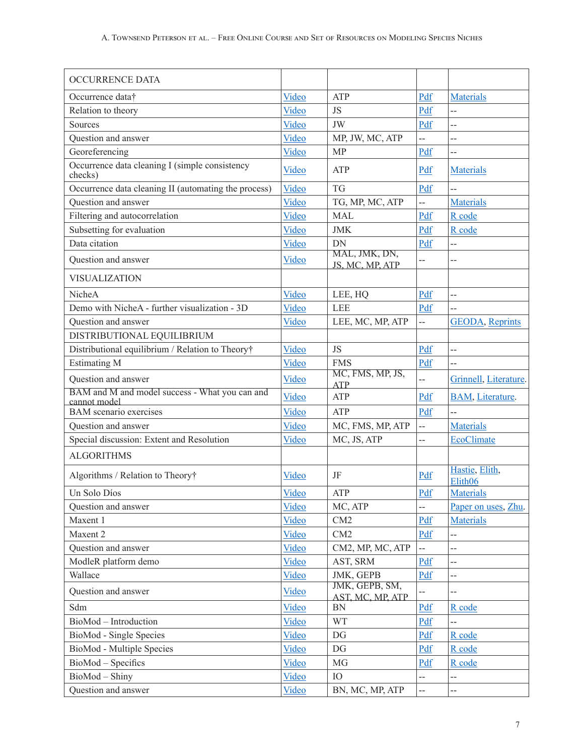| OCCURRENCE DATA | | | | |
|---|---|---|---|---|
| Occurrence data† | Video | ATP | Pdf | Materials |
| Relation to theory | Video | JS | Pdf | -- |
| Sources | Video | JW | Pdf | -- |
| Question and answer | Video | MP, JW, MC, ATP | -- | -- |
| Georeferencing | Video | MP | Pdf | -- |
| Occurrence data cleaning I (simple consistency checks) | Video | ATP | Pdf | Materials |
| Occurrence data cleaning II (automating the process) | Video | TG | Pdf | -- |
| Question and answer | Video | TG, MP, MC, ATP | -- | Materials |
| Filtering and autocorrelation | Video | MAL | Pdf | R code |
| Subsetting for evaluation | Video | JMK | Pdf | R code |
| Data citation | Video | DN | Pdf | -- |
| Question and answer | Video | MAL, JMK, DN, JS, MC, MP, ATP | -- | -- |
| VISUALIZATION | | | | |
| NicheA | Video | LEE, HQ | Pdf | -- |
| Demo with NicheA - further visualization - 3D | Video | LEE | Pdf | -- |
| Question and answer | Video | LEE, MC, MP, ATP | -- | GEODA, Reprints |
| DISTRIBUTIONAL EQUILIBRIUM | | | | |
| Distributional equilibrium / Relation to Theory† | Video | JS | Pdf | -- |
| Estimating M | Video | FMS | Pdf | -- |
| Question and answer | Video | MC, FMS, MP, JS, ATP | -- | Grinnell, Literature. |
| BAM and M and model success - What you can and cannot model | Video | ATP | Pdf | BAM, Literature. |
| BAM scenario exercises | Video | ATP | Pdf | -- |
| Question and answer | Video | MC, FMS, MP, ATP | -- | Materials |
| Special discussion: Extent and Resolution | Video | MC, JS, ATP | -- | EcoClimate |
| ALGORITHMS | | | | |
| Algorithms / Relation to Theory† | Video | JF | Pdf | Hastie, Elith, Elith06 |
| Un Solo Díos | Video | ATP | Pdf | Materials |
| Question and answer | Video | MC, ATP | -- | Paper on uses, Zhu. |
| Maxent 1 | Video | CM2 | Pdf | Materials |
| Maxent 2 | Video | CM2 | Pdf | -- |
| Question and answer | Video | CM2, MP, MC, ATP | -- | -- |
| ModleR platform demo | Video | AST, SRM | Pdf | -- |
| Wallace | Video | JMK, GEPB | Pdf | -- |
| Question and answer | Video | JMK, GEPB, SM, AST, MC, MP, ATP | -- | -- |
| Sdm | Video | BN | Pdf | R code |
| BioMod – Introduction | Video | WT | Pdf | -- |
| BioMod - Single Species | Video | DG | Pdf | R code |
| BioMod - Multiple Species | Video | DG | Pdf | R code |
| BioMod – Specifics | Video | MG | Pdf | R code |
| BioMod – Shiny | Video | IO | -- | -- |
| Question and answer | Video | BN, MC, MP, ATP | -- | -- |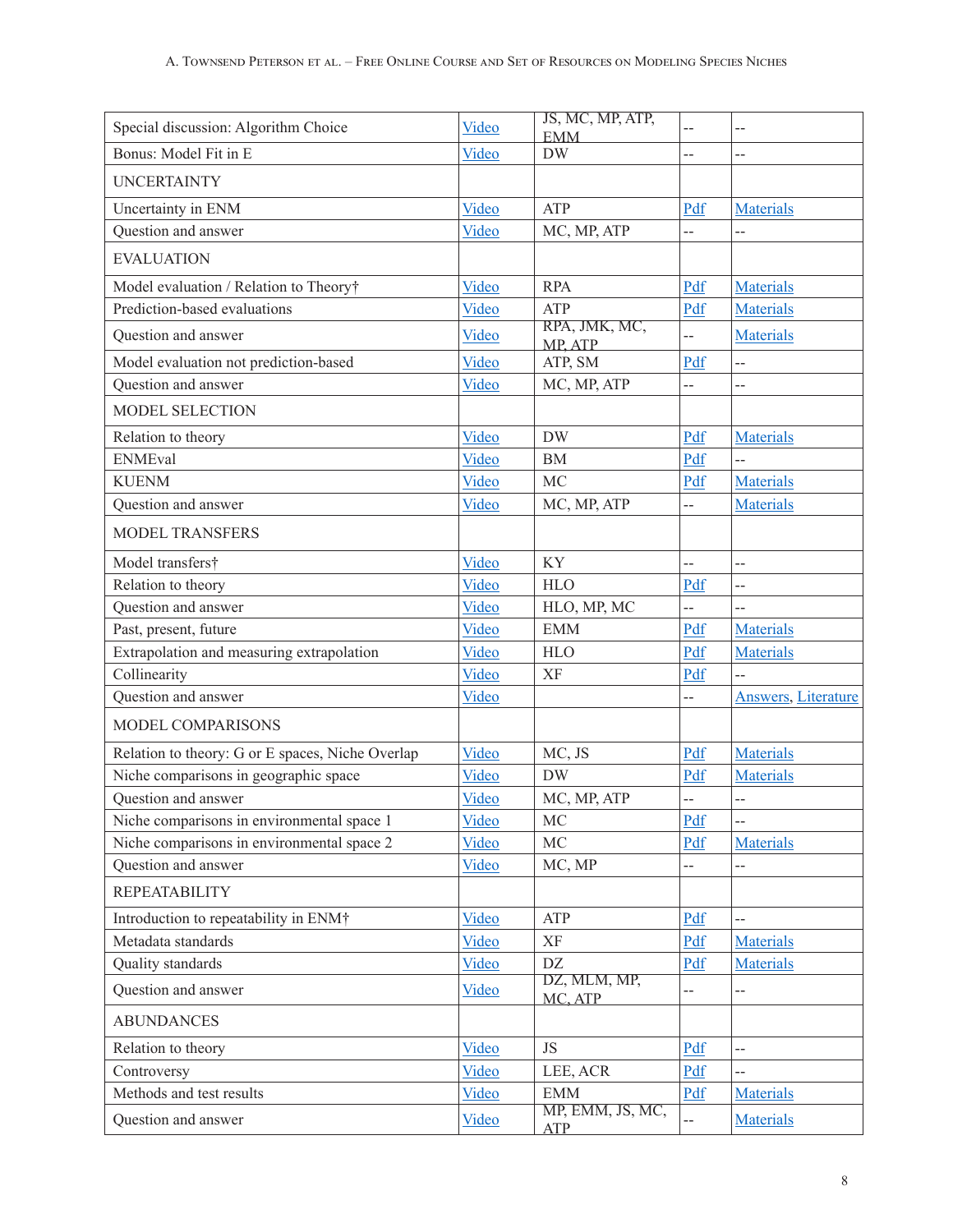| Special discussion: Algorithm Choice | Video | JS, MC, MP, ATP, EMM | -- | -- |
|---|---|---|---|---|
| Bonus: Model Fit in E | Video | DW | -- | -- |
| UNCERTAINTY | | | | |
| Uncertainty in ENM | Video | ATP | Pdf | Materials |
| Question and answer | Video | MC, MP, ATP | -- | -- |
| EVALUATION | | | | |
| Model evaluation / Relation to Theory† | Video | RPA | Pdf | Materials |
| Prediction-based evaluations | Video | ATP | Pdf | Materials |
| Question and answer | Video | RPA, JMK, MC, MP, ATP | -- | Materials |
| Model evaluation not prediction-based | Video | ATP, SM | Pdf | -- |
| Question and answer | Video | MC, MP, ATP | -- | -- |
| MODEL SELECTION | | | | |
| Relation to theory | Video | DW | Pdf | Materials |
| ENMEval | Video | BM | Pdf | -- |
| KUENM | Video | MC | Pdf | Materials |
| Question and answer | Video | MC, MP, ATP | -- | Materials |
| MODEL TRANSFERS | | | | |
| Model transfers† | Video | KY | -- | -- |
| Relation to theory | Video | HLO | Pdf | -- |
| Question and answer | Video | HLO, MP, MC | -- | -- |
| Past, present, future | Video | EMM | Pdf | Materials |
| Extrapolation and measuring extrapolation | Video | HLO | Pdf | Materials |
| Collinearity | Video | XF | Pdf | -- |
| Question and answer | Video | | -- | Answers, Literature |
| MODEL COMPARISONS | | | | |
| Relation to theory: G or E spaces, Niche Overlap | Video | MC, JS | Pdf | Materials |
| Niche comparisons in geographic space | Video | DW | Pdf | Materials |
| Question and answer | Video | MC, MP, ATP | -- | -- |
| Niche comparisons in environmental space 1 | Video | MC | Pdf | -- |
| Niche comparisons in environmental space 2 | Video | MC | Pdf | Materials |
| Question and answer | Video | MC, MP | -- | -- |
| REPEATABILITY | | | | |
| Introduction to repeatability in ENM† | Video | ATP | Pdf | -- |
| Metadata standards | Video | XF | Pdf | Materials |
| Quality standards | Video | DZ | Pdf | Materials |
| Question and answer | Video | DZ, MLM, MP, MC, ATP | -- | -- |
| ABUNDANCES | | | | |
| Relation to theory | Video | JS | Pdf | -- |
| Controversy | Video | LEE, ACR | Pdf | -- |
| Methods and test results | Video | EMM | Pdf | Materials |
| Question and answer | Video | MP, EMM, JS, MC, ATP | -- | Materials |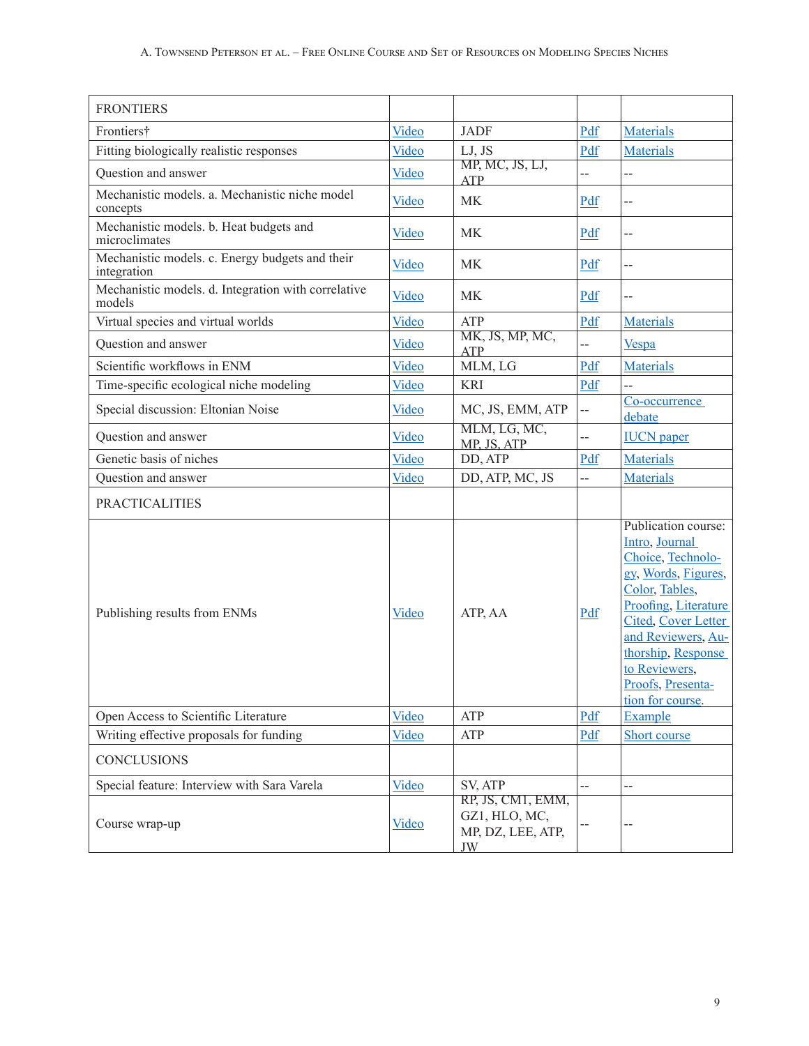| | | | | |
|---|---|---|---|---|
| FRONTIERS | | | | |
| Frontiers† | Video | JADF | Pdf | Materials |
| Fitting biologically realistic responses | Video | LJ, JS | Pdf | Materials |
| Question and answer | Video | MP, MC, JS, LJ, ATP | -- | -- |
| Mechanistic models. a. Mechanistic niche model concepts | Video | MK | Pdf | -- |
| Mechanistic models. b. Heat budgets and microclimates | Video | MK | Pdf | -- |
| Mechanistic models. c. Energy budgets and their integration | Video | MK | Pdf | -- |
| Mechanistic models. d. Integration with correlative models | Video | MK | Pdf | -- |
| Virtual species and virtual worlds | Video | ATP | Pdf | Materials |
| Question and answer | Video | MK, JS, MP, MC, ATP | -- | Vespa |
| Scientific workflows in ENM | Video | MLM, LG | Pdf | Materials |
| Time-specific ecological niche modeling | Video | KRI | Pdf | -- |
| Special discussion: Eltonian Noise | Video | MC, JS, EMM, ATP | -- | Co-occurrence debate |
| Question and answer | Video | MLM, LG, MC, MP, JS, ATP | -- | IUCN paper |
| Genetic basis of niches | Video | DD, ATP | Pdf | Materials |
| Question and answer | Video | DD, ATP, MC, JS | -- | Materials |
| PRACTICALITIES | | | | |
| Publishing results from ENMs | Video | ATP, AA | Pdf | Publication course: Intro, Journal Choice, Technology, Words, Figures, Color, Tables, Proofing, Literature Cited, Cover Letter and Reviewers, Authorship, Response to Reviewers, Proofs, Presentation for course. |
| Open Access to Scientific Literature | Video | ATP | Pdf | Example |
| Writing effective proposals for funding | Video | ATP | Pdf | Short course |
| CONCLUSIONS | | | | |
| Special feature: Interview with Sara Varela | Video | SV, ATP | -- | -- |
| Course wrap-up | Video | RP, JS, CM1, EMM, GZ1, HLO, MC, MP, DZ, LEE, ATP, JW | -- | -- |